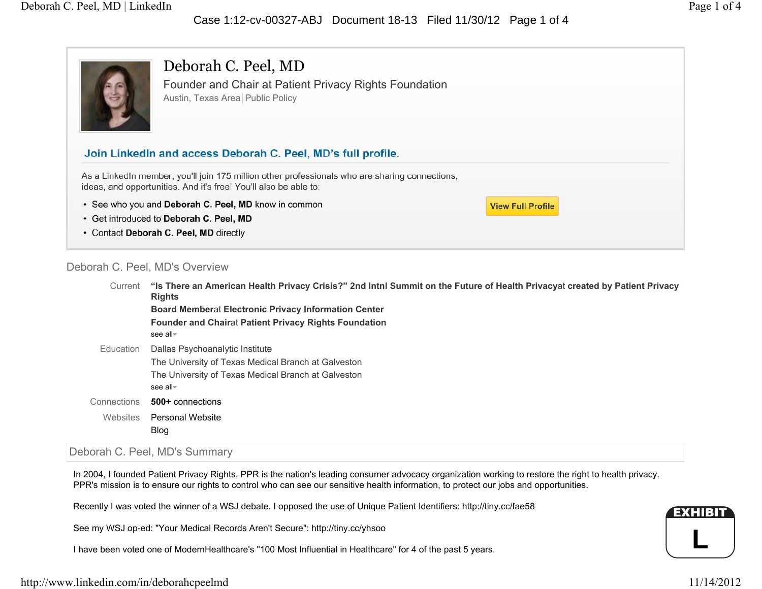# Deborah C. Peel, MD

Founder and Chair at Patient Privacy Rights Foundation

Austin, Texas Area | Public Policy

**Join LinkedIn and access Deborah C. Peel, MD's full profile.**

As a LinkedIn member, you'll join 175 million other professionals who are sharing connections, ideas, and opportunities. And it's free! You'll also be able to:

- See who you and **Deborah C. Peel, MD** know in common
- Get introduced to **Deborah C. Peel, MD**
- Contact **Deborah C. Peel, MD** directly

View Full Profile

## Deborah C. Peel, MD's Overview

Current
**"Is There an American Health Privacy Crisis?" 2nd Intnl Summit on the Future of Health Privacy**at **created by Patient Privacy Rights**
**Board Member**at **Electronic Privacy Information Center**
**Founder and Chair**at **Patient Privacy Rights Foundation**
see all

Education
Dallas Psychoanalytic Institute
The University of Texas Medical Branch at Galveston
The University of Texas Medical Branch at Galveston
see all

Connections
**500+** connections

Websites
Personal Website
Blog

## Deborah C. Peel, MD's Summary

In 2004, I founded Patient Privacy Rights. PPR is the nation's leading consumer advocacy organization working to restore the right to health privacy. PPR's mission is to ensure our rights to control who can see our sensitive health information, to protect our jobs and opportunities.

Recently I was voted the winner of a WSJ debate. I opposed the use of Unique Patient Identifiers: http://tiny.cc/fae58

See my WSJ op-ed: "Your Medical Records Aren't Secure": http://tiny.cc/yhsoo

I have been voted one of ModernHealthcare's "100 Most Influential in Healthcare" for 4 of the past 5 years.

EXHIBIT L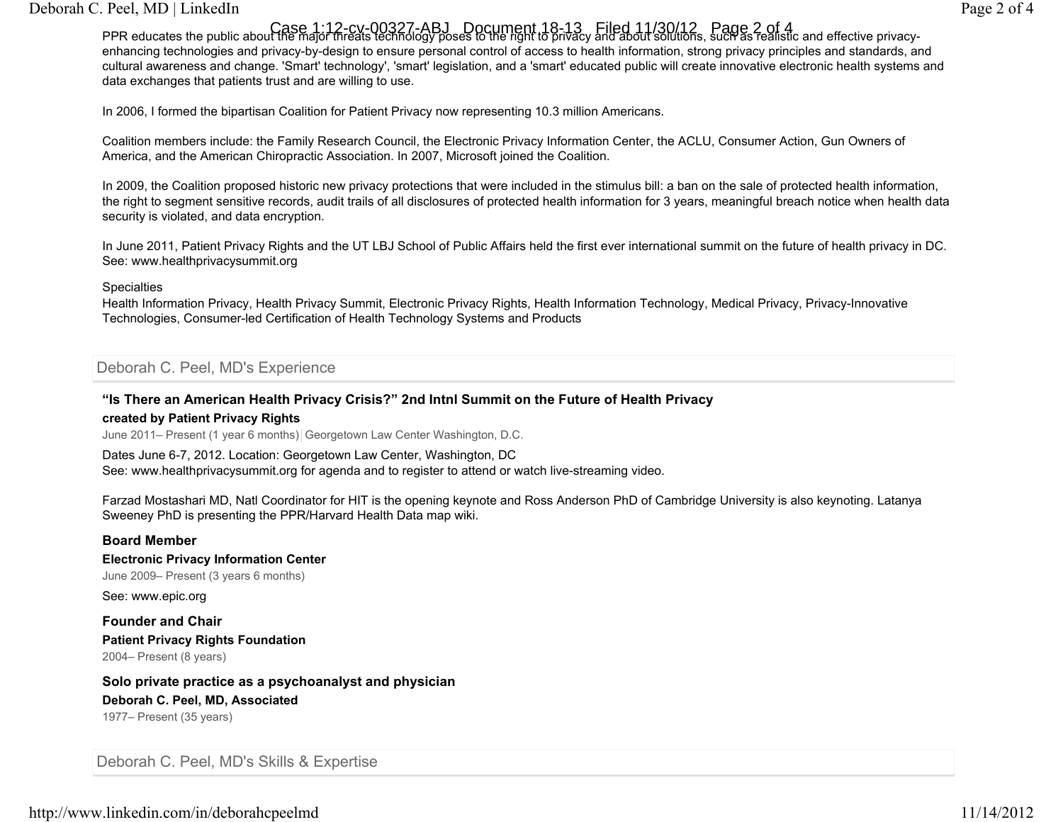PPR educates the public about the major threats technology poses to the right to privacy and about solutions, such as realistic and effective privacy-enhancing technologies and privacy-by-design to ensure personal control of access to health information, strong privacy principles and standards, and cultural awareness and change. 'Smart' technology', 'smart' legislation, and a 'smart' educated public will create innovative electronic health systems and data exchanges that patients trust and are willing to use.

In 2006, I formed the bipartisan Coalition for Patient Privacy now representing 10.3 million Americans.

Coalition members include: the Family Research Council, the Electronic Privacy Information Center, the ACLU, Consumer Action, Gun Owners of America, and the American Chiropractic Association. In 2007, Microsoft joined the Coalition.

In 2009, the Coalition proposed historic new privacy protections that were included in the stimulus bill: a ban on the sale of protected health information, the right to segment sensitive records, audit trails of all disclosures of protected health information for 3 years, meaningful breach notice when health data security is violated, and data encryption.

In June 2011, Patient Privacy Rights and the UT LBJ School of Public Affairs held the first ever international summit on the future of health privacy in DC. See: www.healthprivacysummit.org

Specialties

Health Information Privacy, Health Privacy Summit, Electronic Privacy Rights, Health Information Technology, Medical Privacy, Privacy-Innovative Technologies, Consumer-led Certification of Health Technology Systems and Products

## Deborah C. Peel, MD's Experience

### "Is There an American Health Privacy Crisis?" 2nd Intnl Summit on the Future of Health Privacy

**created by Patient Privacy Rights**

June 2011– Present (1 year 6 months) | Georgetown Law Center Washington, D.C.

Dates June 6-7, 2012. Location: Georgetown Law Center, Washington, DC
See: www.healthprivacysummit.org for agenda and to register to attend or watch live-streaming video.

Farzad Mostashari MD, Natl Coordinator for HIT is the opening keynote and Ross Anderson PhD of Cambridge University is also keynoting. Latanya Sweeney PhD is presenting the PPR/Harvard Health Data map wiki.

### Board Member

**Electronic Privacy Information Center**

June 2009– Present (3 years 6 months)

See: www.epic.org

### Founder and Chair

**Patient Privacy Rights Foundation**

2004– Present (8 years)

### Solo private practice as a psychoanalyst and physician

**Deborah C. Peel, MD, Associated**

1977– Present (35 years)

## Deborah C. Peel, MD's Skills & Expertise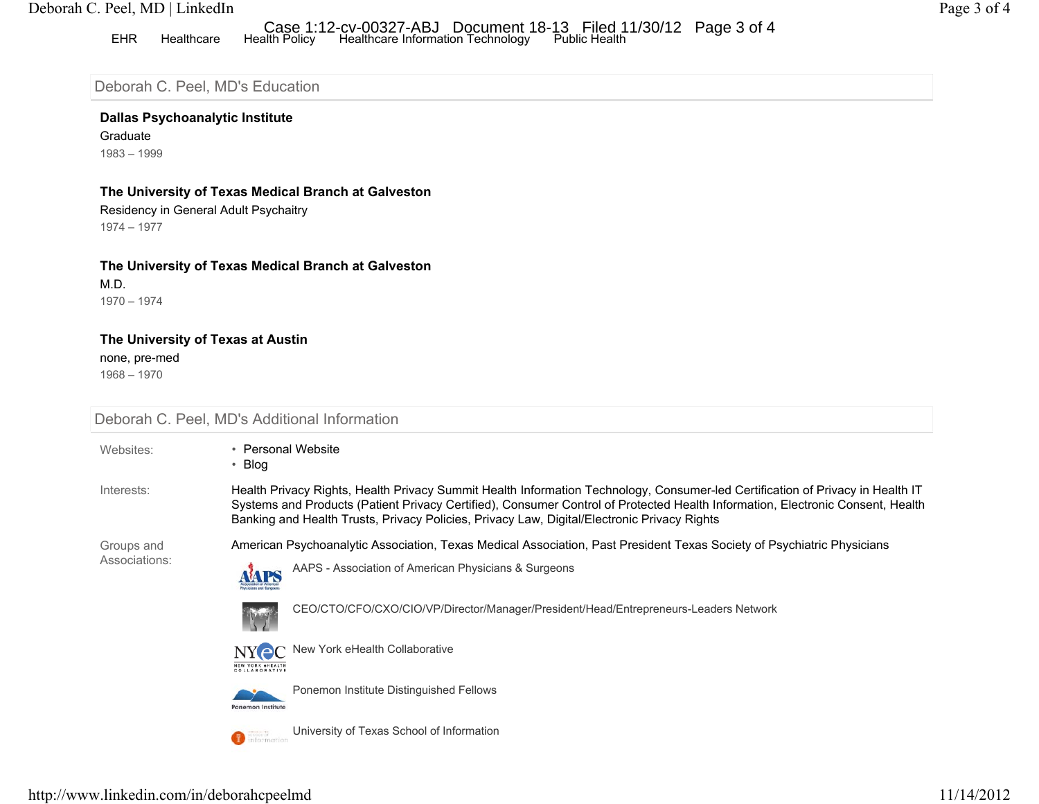EHR Healthcare Health Policy Healthcare Information Technology Public Health

## Deborah C. Peel, MD's Education

**Dallas Psychoanalytic Institute**
Graduate
1983 – 1999

**The University of Texas Medical Branch at Galveston**
Residency in General Adult Psychaitry
1974 – 1977

**The University of Texas Medical Branch at Galveston**
M.D.
1970 – 1974

**The University of Texas at Austin**
none, pre-med
1968 – 1970

## Deborah C. Peel, MD's Additional Information

**Websites:**

- Personal Website
- Blog

**Interests:** Health Privacy Rights, Health Privacy Summit Health Information Technology, Consumer-led Certification of Privacy in Health IT Systems and Products (Patient Privacy Certified), Consumer Control of Protected Health Information, Electronic Consent, Health Banking and Health Trusts, Privacy Policies, Privacy Law, Digital/Electronic Privacy Rights

**Groups and Associations:** American Psychoanalytic Association, Texas Medical Association, Past President Texas Society of Psychiatric Physicians

- AAPS - Association of American Physicians & Surgeons
- CEO/CTO/CFO/CXO/CIO/VP/Director/Manager/President/Head/Entrepreneurs-Leaders Network
- New York eHealth Collaborative
- Ponemon Institute Distinguished Fellows
- University of Texas School of Information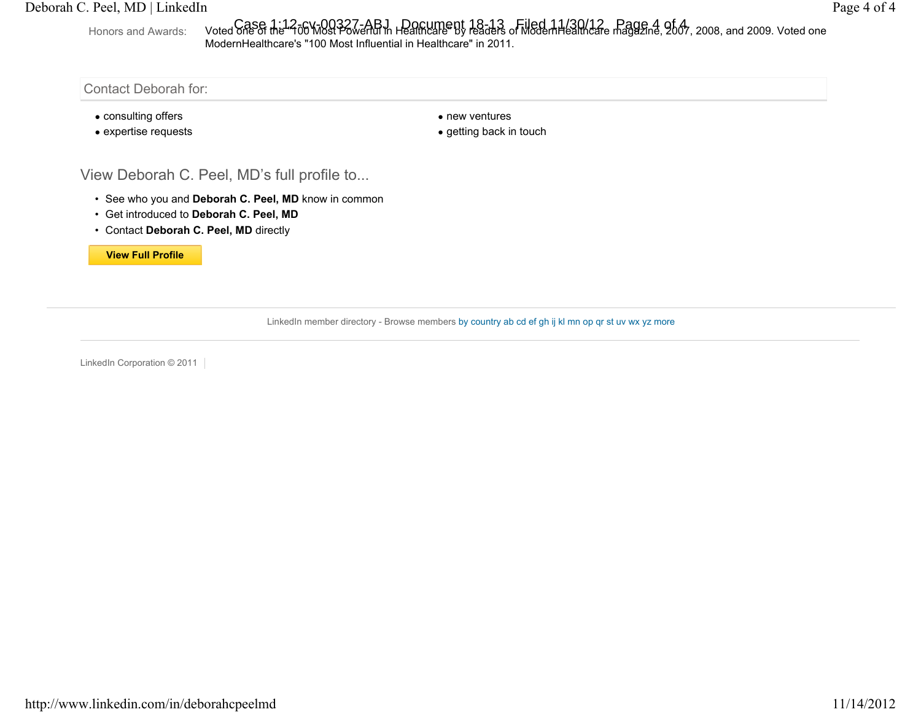Honors and Awards: Voted one of the "100 Most Powerful in Healthcare" by readers of ModernHealthcare magazine, 2007, 2008, and 2009. Voted one ModernHealthcare's "100 Most Influential in Healthcare" in 2011.

## Contact Deborah for:

- consulting offers
- expertise requests
- new ventures
- getting back in touch

## View Deborah C. Peel, MD's full profile to...

- See who you and **Deborah C. Peel, MD** know in common
- Get introduced to **Deborah C. Peel, MD**
- Contact **Deborah C. Peel, MD** directly

**View Full Profile**

LinkedIn member directory - Browse members by country ab cd ef gh ij kl mn op qr st uv wx yz more

LinkedIn Corporation © 2011